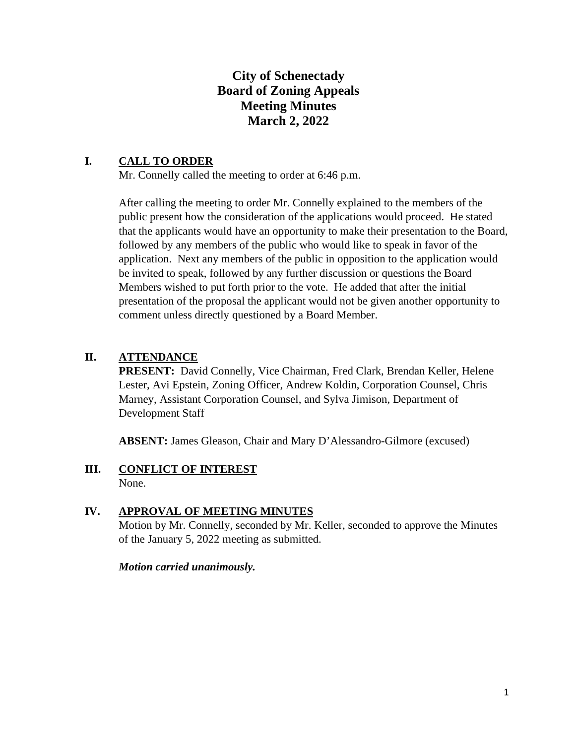# City of Schenectady
# Board of Zoning Appeals
# Meeting Minutes
# March 2, 2022

## I. CALL TO ORDER

Mr. Connelly called the meeting to order at 6:46 p.m.

After calling the meeting to order Mr. Connelly explained to the members of the public present how the consideration of the applications would proceed. He stated that the applicants would have an opportunity to make their presentation to the Board, followed by any members of the public who would like to speak in favor of the application. Next any members of the public in opposition to the application would be invited to speak, followed by any further discussion or questions the Board Members wished to put forth prior to the vote. He added that after the initial presentation of the proposal the applicant would not be given another opportunity to comment unless directly questioned by a Board Member.

## II. ATTENDANCE

**PRESENT:** David Connelly, Vice Chairman, Fred Clark, Brendan Keller, Helene Lester, Avi Epstein, Zoning Officer, Andrew Koldin, Corporation Counsel, Chris Marney, Assistant Corporation Counsel, and Sylva Jimison, Department of Development Staff

**ABSENT:** James Gleason, Chair and Mary D'Alessandro-Gilmore (excused)

## III. CONFLICT OF INTEREST

None.

## IV. APPROVAL OF MEETING MINUTES

Motion by Mr. Connelly, seconded by Mr. Keller, seconded to approve the Minutes of the January 5, 2022 meeting as submitted.

***Motion carried unanimously.***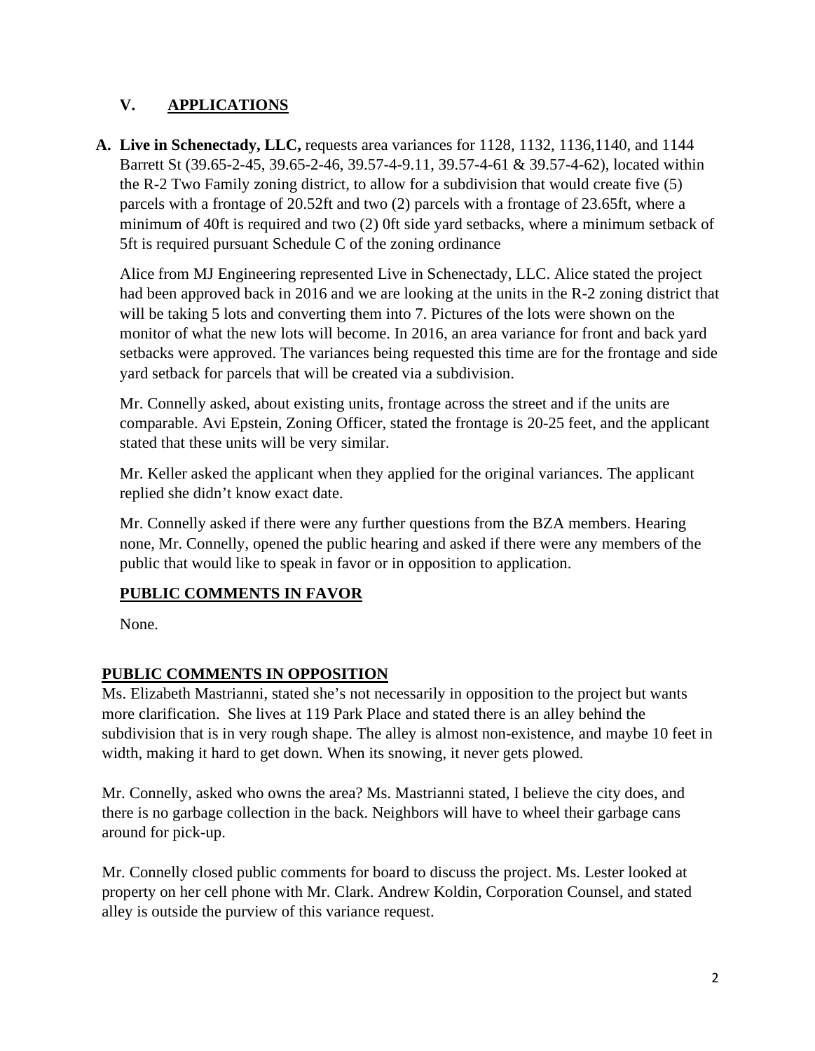## V. APPLICATIONS

**A. Live in Schenectady, LLC,** requests area variances for 1128, 1132, 1136,1140, and 1144 Barrett St (39.65-2-45, 39.65-2-46, 39.57-4-9.11, 39.57-4-61 & 39.57-4-62), located within the R-2 Two Family zoning district, to allow for a subdivision that would create five (5) parcels with a frontage of 20.52ft and two (2) parcels with a frontage of 23.65ft, where a minimum of 40ft is required and two (2) 0ft side yard setbacks, where a minimum setback of 5ft is required pursuant Schedule C of the zoning ordinance

Alice from MJ Engineering represented Live in Schenectady, LLC. Alice stated the project had been approved back in 2016 and we are looking at the units in the R-2 zoning district that will be taking 5 lots and converting them into 7. Pictures of the lots were shown on the monitor of what the new lots will become. In 2016, an area variance for front and back yard setbacks were approved. The variances being requested this time are for the frontage and side yard setback for parcels that will be created via a subdivision.

Mr. Connelly asked, about existing units, frontage across the street and if the units are comparable. Avi Epstein, Zoning Officer, stated the frontage is 20-25 feet, and the applicant stated that these units will be very similar.

Mr. Keller asked the applicant when they applied for the original variances. The applicant replied she didn't know exact date.

Mr. Connelly asked if there were any further questions from the BZA members. Hearing none, Mr. Connelly, opened the public hearing and asked if there were any members of the public that would like to speak in favor or in opposition to application.

**PUBLIC COMMENTS IN FAVOR**

None.

**PUBLIC COMMENTS IN OPPOSITION**

Ms. Elizabeth Mastrianni, stated she's not necessarily in opposition to the project but wants more clarification. She lives at 119 Park Place and stated there is an alley behind the subdivision that is in very rough shape. The alley is almost non-existence, and maybe 10 feet in width, making it hard to get down. When its snowing, it never gets plowed.

Mr. Connelly, asked who owns the area? Ms. Mastrianni stated, I believe the city does, and there is no garbage collection in the back. Neighbors will have to wheel their garbage cans around for pick-up.

Mr. Connelly closed public comments for board to discuss the project. Ms. Lester looked at property on her cell phone with Mr. Clark. Andrew Koldin, Corporation Counsel, and stated alley is outside the purview of this variance request.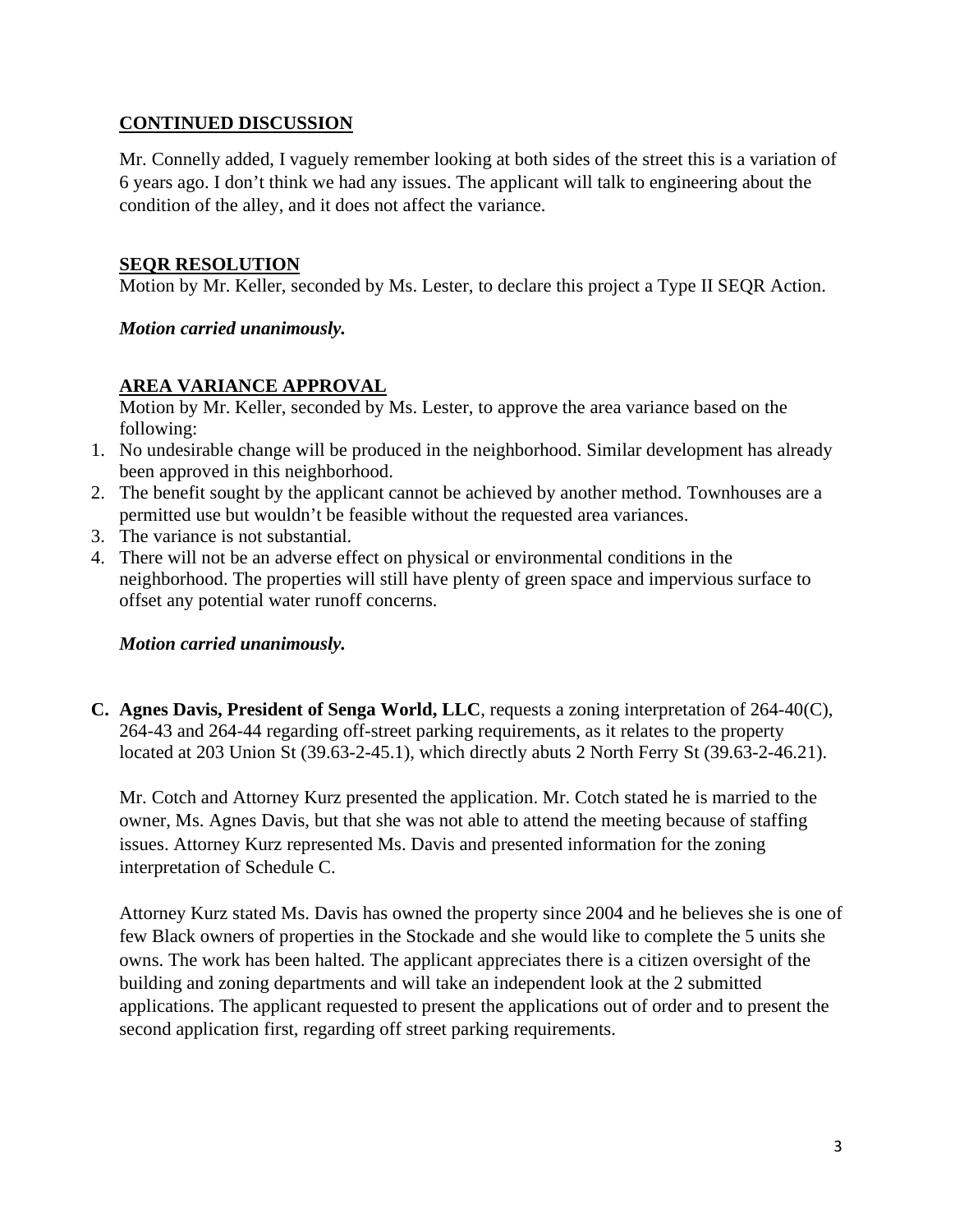**CONTINUED DISCUSSION**

Mr. Connelly added, I vaguely remember looking at both sides of the street this is a variation of 6 years ago. I don't think we had any issues. The applicant will talk to engineering about the condition of the alley, and it does not affect the variance.

**SEQR RESOLUTION**

Motion by Mr. Keller, seconded by Ms. Lester, to declare this project a Type II SEQR Action.

***Motion carried unanimously.***

**AREA VARIANCE APPROVAL**

Motion by Mr. Keller, seconded by Ms. Lester, to approve the area variance based on the following:

1. No undesirable change will be produced in the neighborhood. Similar development has already been approved in this neighborhood.
2. The benefit sought by the applicant cannot be achieved by another method. Townhouses are a permitted use but wouldn't be feasible without the requested area variances.
3. The variance is not substantial.
4. There will not be an adverse effect on physical or environmental conditions in the neighborhood. The properties will still have plenty of green space and impervious surface to offset any potential water runoff concerns.

***Motion carried unanimously.***

**C. Agnes Davis, President of Senga World, LLC**, requests a zoning interpretation of 264-40(C), 264-43 and 264-44 regarding off-street parking requirements, as it relates to the property located at 203 Union St (39.63-2-45.1), which directly abuts 2 North Ferry St (39.63-2-46.21).

Mr. Cotch and Attorney Kurz presented the application. Mr. Cotch stated he is married to the owner, Ms. Agnes Davis, but that she was not able to attend the meeting because of staffing issues. Attorney Kurz represented Ms. Davis and presented information for the zoning interpretation of Schedule C.

Attorney Kurz stated Ms. Davis has owned the property since 2004 and he believes she is one of few Black owners of properties in the Stockade and she would like to complete the 5 units she owns. The work has been halted. The applicant appreciates there is a citizen oversight of the building and zoning departments and will take an independent look at the 2 submitted applications. The applicant requested to present the applications out of order and to present the second application first, regarding off street parking requirements.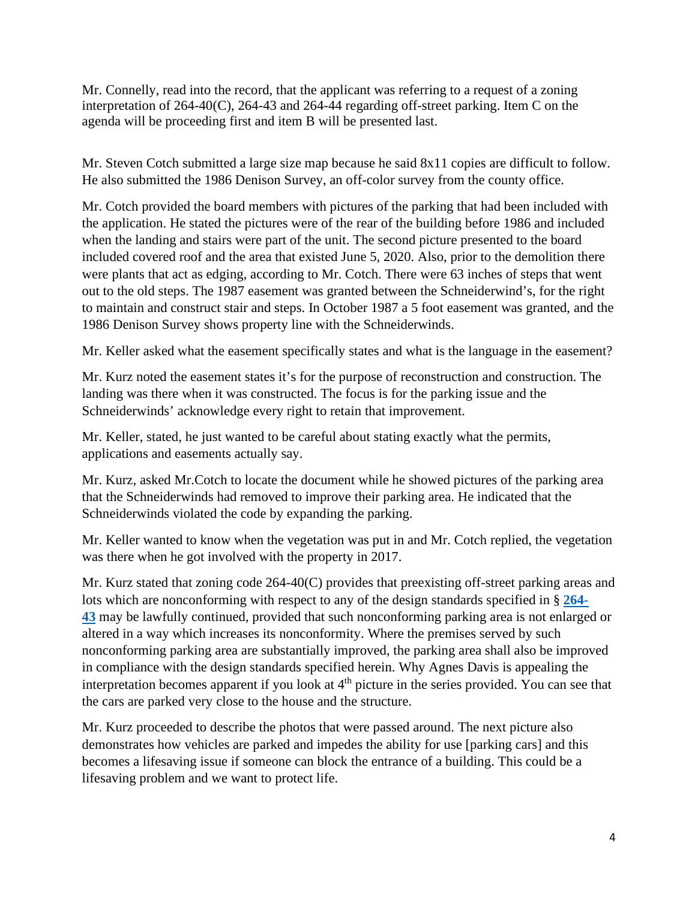Mr. Connelly, read into the record, that the applicant was referring to a request of a zoning interpretation of 264-40(C), 264-43 and 264-44 regarding off-street parking. Item C on the agenda will be proceeding first and item B will be presented last.

Mr. Steven Cotch submitted a large size map because he said 8x11 copies are difficult to follow. He also submitted the 1986 Denison Survey, an off-color survey from the county office.

Mr. Cotch provided the board members with pictures of the parking that had been included with the application. He stated the pictures were of the rear of the building before 1986 and included when the landing and stairs were part of the unit. The second picture presented to the board included covered roof and the area that existed June 5, 2020. Also, prior to the demolition there were plants that act as edging, according to Mr. Cotch. There were 63 inches of steps that went out to the old steps. The 1987 easement was granted between the Schneiderwind's, for the right to maintain and construct stair and steps. In October 1987 a 5 foot easement was granted, and the 1986 Denison Survey shows property line with the Schneiderwinds.

Mr. Keller asked what the easement specifically states and what is the language in the easement?

Mr. Kurz noted the easement states it's for the purpose of reconstruction and construction. The landing was there when it was constructed. The focus is for the parking issue and the Schneiderwinds' acknowledge every right to retain that improvement.

Mr. Keller, stated, he just wanted to be careful about stating exactly what the permits, applications and easements actually say.

Mr. Kurz, asked Mr.Cotch to locate the document while he showed pictures of the parking area that the Schneiderwinds had removed to improve their parking area. He indicated that the Schneiderwinds violated the code by expanding the parking.

Mr. Keller wanted to know when the vegetation was put in and Mr. Cotch replied, the vegetation was there when he got involved with the property in 2017.

Mr. Kurz stated that zoning code 264-40(C) provides that preexisting off-street parking areas and lots which are nonconforming with respect to any of the design standards specified in § **264-43** may be lawfully continued, provided that such nonconforming parking area is not enlarged or altered in a way which increases its nonconformity. Where the premises served by such nonconforming parking area are substantially improved, the parking area shall also be improved in compliance with the design standards specified herein. Why Agnes Davis is appealing the interpretation becomes apparent if you look at 4th picture in the series provided. You can see that the cars are parked very close to the house and the structure.

Mr. Kurz proceeded to describe the photos that were passed around. The next picture also demonstrates how vehicles are parked and impedes the ability for use [parking cars] and this becomes a lifesaving issue if someone can block the entrance of a building. This could be a lifesaving problem and we want to protect life.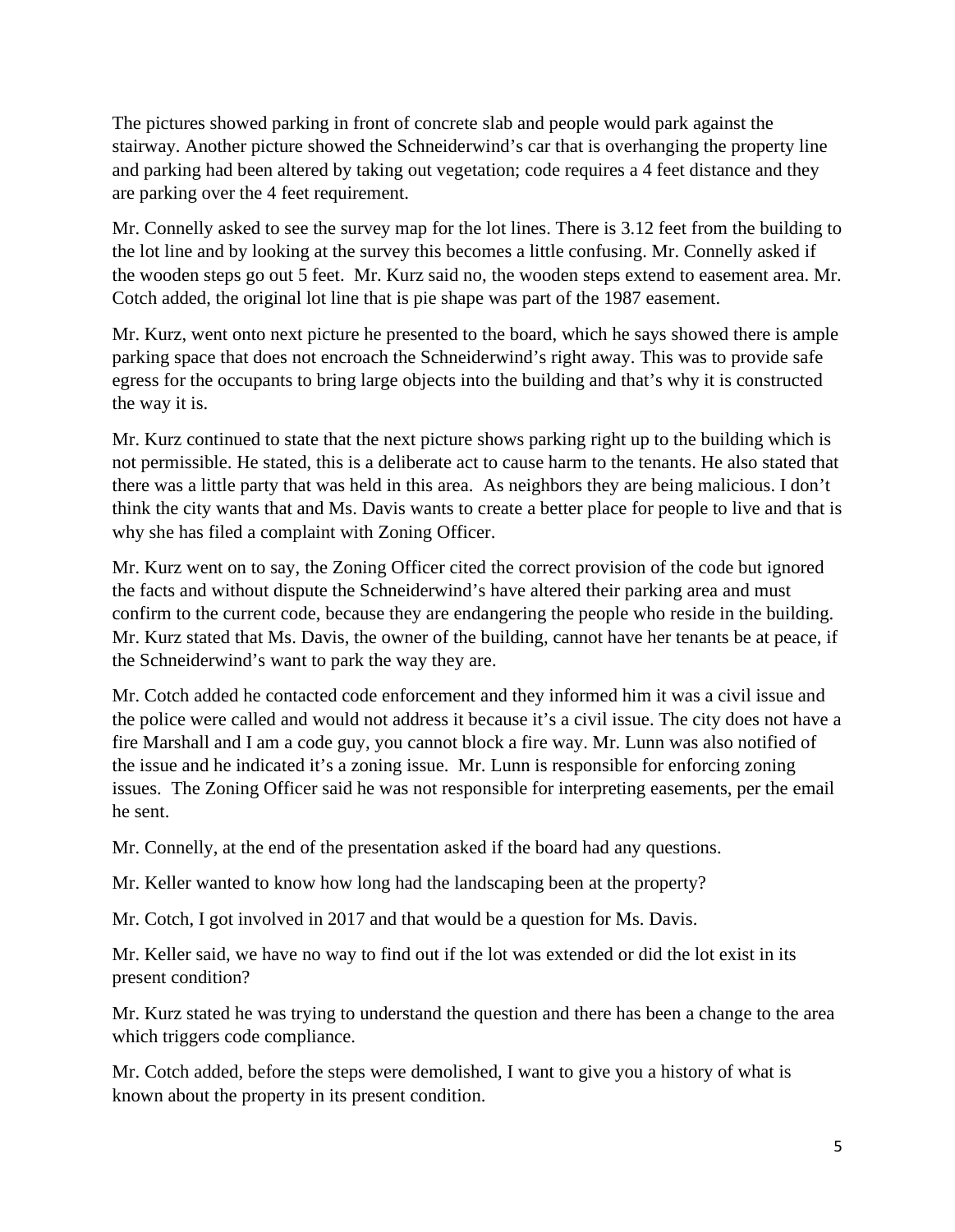The pictures showed parking in front of concrete slab and people would park against the stairway. Another picture showed the Schneiderwind's car that is overhanging the property line and parking had been altered by taking out vegetation; code requires a 4 feet distance and they are parking over the 4 feet requirement.

Mr. Connelly asked to see the survey map for the lot lines. There is 3.12 feet from the building to the lot line and by looking at the survey this becomes a little confusing. Mr. Connelly asked if the wooden steps go out 5 feet. Mr. Kurz said no, the wooden steps extend to easement area. Mr. Cotch added, the original lot line that is pie shape was part of the 1987 easement.

Mr. Kurz, went onto next picture he presented to the board, which he says showed there is ample parking space that does not encroach the Schneiderwind's right away. This was to provide safe egress for the occupants to bring large objects into the building and that's why it is constructed the way it is.

Mr. Kurz continued to state that the next picture shows parking right up to the building which is not permissible. He stated, this is a deliberate act to cause harm to the tenants. He also stated that there was a little party that was held in this area. As neighbors they are being malicious. I don't think the city wants that and Ms. Davis wants to create a better place for people to live and that is why she has filed a complaint with Zoning Officer.

Mr. Kurz went on to say, the Zoning Officer cited the correct provision of the code but ignored the facts and without dispute the Schneiderwind's have altered their parking area and must confirm to the current code, because they are endangering the people who reside in the building. Mr. Kurz stated that Ms. Davis, the owner of the building, cannot have her tenants be at peace, if the Schneiderwind's want to park the way they are.

Mr. Cotch added he contacted code enforcement and they informed him it was a civil issue and the police were called and would not address it because it's a civil issue. The city does not have a fire Marshall and I am a code guy, you cannot block a fire way. Mr. Lunn was also notified of the issue and he indicated it's a zoning issue. Mr. Lunn is responsible for enforcing zoning issues. The Zoning Officer said he was not responsible for interpreting easements, per the email he sent.

Mr. Connelly, at the end of the presentation asked if the board had any questions.

Mr. Keller wanted to know how long had the landscaping been at the property?

Mr. Cotch, I got involved in 2017 and that would be a question for Ms. Davis.

Mr. Keller said, we have no way to find out if the lot was extended or did the lot exist in its present condition?

Mr. Kurz stated he was trying to understand the question and there has been a change to the area which triggers code compliance.

Mr. Cotch added, before the steps were demolished, I want to give you a history of what is known about the property in its present condition.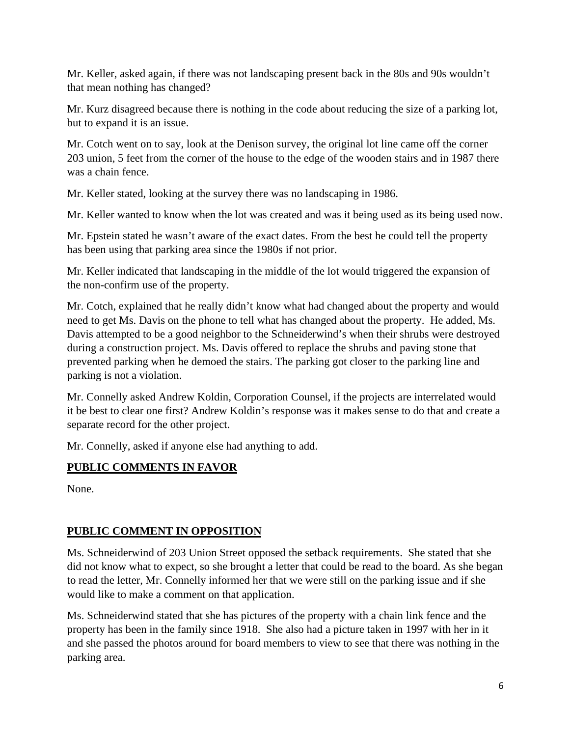Mr. Keller, asked again, if there was not landscaping present back in the 80s and 90s wouldn't that mean nothing has changed?

Mr. Kurz disagreed because there is nothing in the code about reducing the size of a parking lot, but to expand it is an issue.

Mr. Cotch went on to say, look at the Denison survey, the original lot line came off the corner 203 union, 5 feet from the corner of the house to the edge of the wooden stairs and in 1987 there was a chain fence.

Mr. Keller stated, looking at the survey there was no landscaping in 1986.

Mr. Keller wanted to know when the lot was created and was it being used as its being used now.

Mr. Epstein stated he wasn't aware of the exact dates. From the best he could tell the property has been using that parking area since the 1980s if not prior.

Mr. Keller indicated that landscaping in the middle of the lot would triggered the expansion of the non-confirm use of the property.

Mr. Cotch, explained that he really didn't know what had changed about the property and would need to get Ms. Davis on the phone to tell what has changed about the property. He added, Ms. Davis attempted to be a good neighbor to the Schneiderwind's when their shrubs were destroyed during a construction project. Ms. Davis offered to replace the shrubs and paving stone that prevented parking when he demoed the stairs. The parking got closer to the parking line and parking is not a violation.

Mr. Connelly asked Andrew Koldin, Corporation Counsel, if the projects are interrelated would it be best to clear one first? Andrew Koldin's response was it makes sense to do that and create a separate record for the other project.

Mr. Connelly, asked if anyone else had anything to add.

**PUBLIC COMMENTS IN FAVOR**

None.

**PUBLIC COMMENT IN OPPOSITION**

Ms. Schneiderwind of 203 Union Street opposed the setback requirements. She stated that she did not know what to expect, so she brought a letter that could be read to the board. As she began to read the letter, Mr. Connelly informed her that we were still on the parking issue and if she would like to make a comment on that application.

Ms. Schneiderwind stated that she has pictures of the property with a chain link fence and the property has been in the family since 1918. She also had a picture taken in 1997 with her in it and she passed the photos around for board members to view to see that there was nothing in the parking area.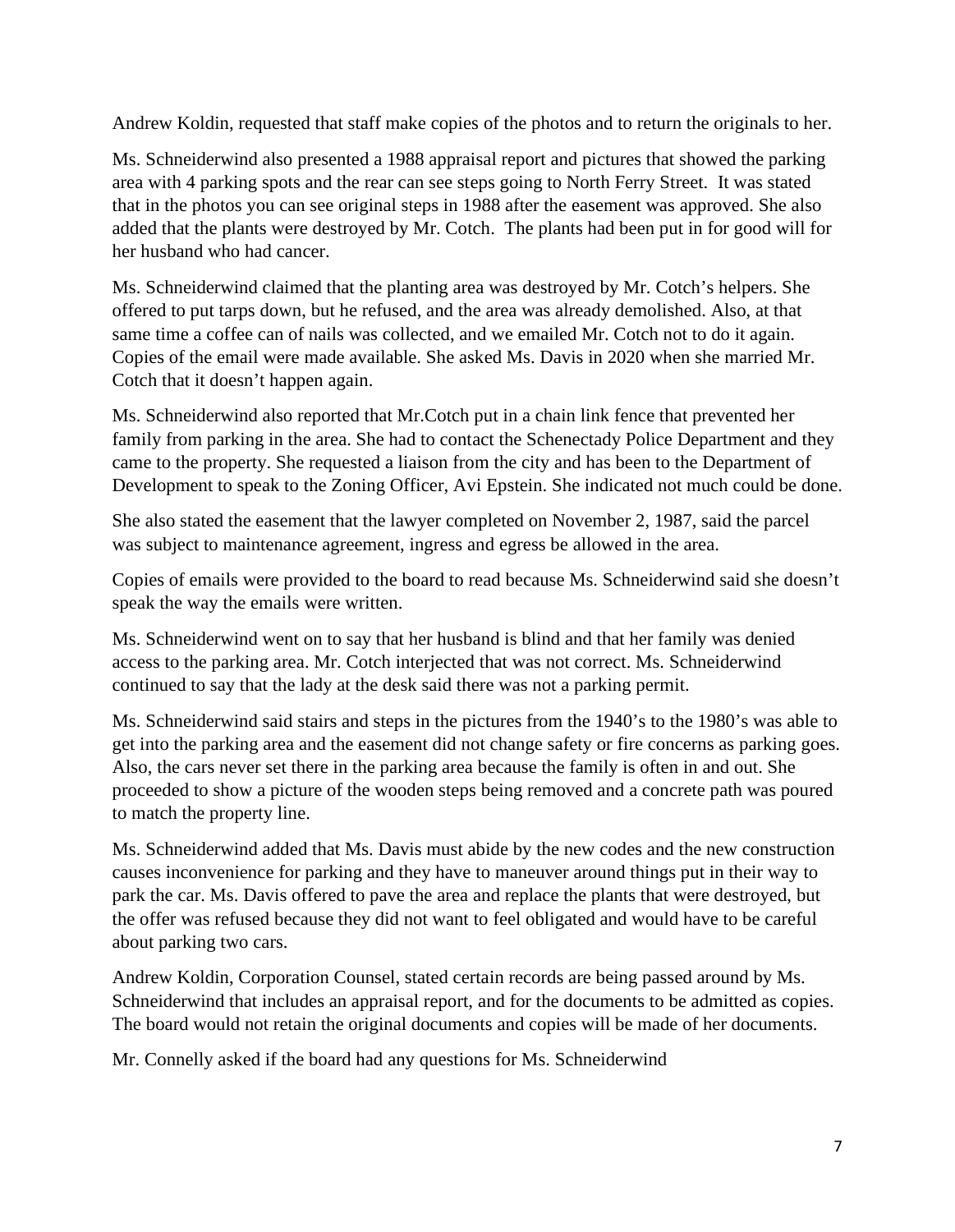Andrew Koldin, requested that staff make copies of the photos and to return the originals to her.

Ms. Schneiderwind also presented a 1988 appraisal report and pictures that showed the parking area with 4 parking spots and the rear can see steps going to North Ferry Street. It was stated that in the photos you can see original steps in 1988 after the easement was approved. She also added that the plants were destroyed by Mr. Cotch. The plants had been put in for good will for her husband who had cancer.

Ms. Schneiderwind claimed that the planting area was destroyed by Mr. Cotch's helpers. She offered to put tarps down, but he refused, and the area was already demolished. Also, at that same time a coffee can of nails was collected, and we emailed Mr. Cotch not to do it again. Copies of the email were made available. She asked Ms. Davis in 2020 when she married Mr. Cotch that it doesn't happen again.

Ms. Schneiderwind also reported that Mr.Cotch put in a chain link fence that prevented her family from parking in the area. She had to contact the Schenectady Police Department and they came to the property. She requested a liaison from the city and has been to the Department of Development to speak to the Zoning Officer, Avi Epstein. She indicated not much could be done.

She also stated the easement that the lawyer completed on November 2, 1987, said the parcel was subject to maintenance agreement, ingress and egress be allowed in the area.

Copies of emails were provided to the board to read because Ms. Schneiderwind said she doesn't speak the way the emails were written.

Ms. Schneiderwind went on to say that her husband is blind and that her family was denied access to the parking area. Mr. Cotch interjected that was not correct. Ms. Schneiderwind continued to say that the lady at the desk said there was not a parking permit.

Ms. Schneiderwind said stairs and steps in the pictures from the 1940's to the 1980's was able to get into the parking area and the easement did not change safety or fire concerns as parking goes. Also, the cars never set there in the parking area because the family is often in and out. She proceeded to show a picture of the wooden steps being removed and a concrete path was poured to match the property line.

Ms. Schneiderwind added that Ms. Davis must abide by the new codes and the new construction causes inconvenience for parking and they have to maneuver around things put in their way to park the car. Ms. Davis offered to pave the area and replace the plants that were destroyed, but the offer was refused because they did not want to feel obligated and would have to be careful about parking two cars.

Andrew Koldin, Corporation Counsel, stated certain records are being passed around by Ms. Schneiderwind that includes an appraisal report, and for the documents to be admitted as copies. The board would not retain the original documents and copies will be made of her documents.

Mr. Connelly asked if the board had any questions for Ms. Schneiderwind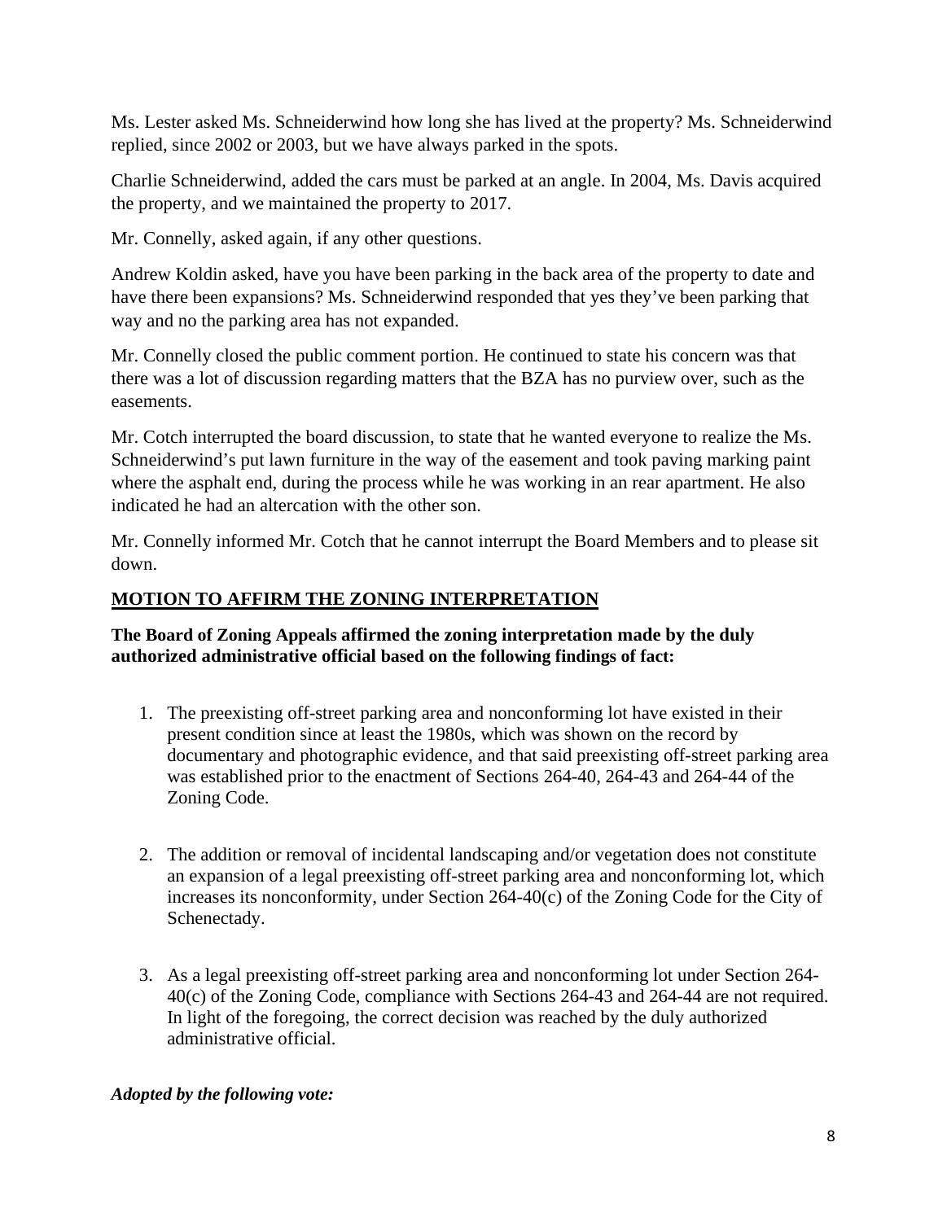Ms. Lester asked Ms. Schneiderwind how long she has lived at the property? Ms. Schneiderwind replied, since 2002 or 2003, but we have always parked in the spots.

Charlie Schneiderwind, added the cars must be parked at an angle. In 2004, Ms. Davis acquired the property, and we maintained the property to 2017.

Mr. Connelly, asked again, if any other questions.

Andrew Koldin asked, have you have been parking in the back area of the property to date and have there been expansions? Ms. Schneiderwind responded that yes they've been parking that way and no the parking area has not expanded.

Mr. Connelly closed the public comment portion. He continued to state his concern was that there was a lot of discussion regarding matters that the BZA has no purview over, such as the easements.

Mr. Cotch interrupted the board discussion, to state that he wanted everyone to realize the Ms. Schneiderwind's put lawn furniture in the way of the easement and took paving marking paint where the asphalt end, during the process while he was working in an rear apartment. He also indicated he had an altercation with the other son.

Mr. Connelly informed Mr. Cotch that he cannot interrupt the Board Members and to please sit down.

## MOTION TO AFFIRM THE ZONING INTERPRETATION

**The Board of Zoning Appeals affirmed the zoning interpretation made by the duly authorized administrative official based on the following findings of fact:**

1. The preexisting off-street parking area and nonconforming lot have existed in their present condition since at least the 1980s, which was shown on the record by documentary and photographic evidence, and that said preexisting off-street parking area was established prior to the enactment of Sections 264-40, 264-43 and 264-44 of the Zoning Code.

2. The addition or removal of incidental landscaping and/or vegetation does not constitute an expansion of a legal preexisting off-street parking area and nonconforming lot, which increases its nonconformity, under Section 264-40(c) of the Zoning Code for the City of Schenectady.

3. As a legal preexisting off-street parking area and nonconforming lot under Section 264-40(c) of the Zoning Code, compliance with Sections 264-43 and 264-44 are not required. In light of the foregoing, the correct decision was reached by the duly authorized administrative official.

***Adopted by the following vote:***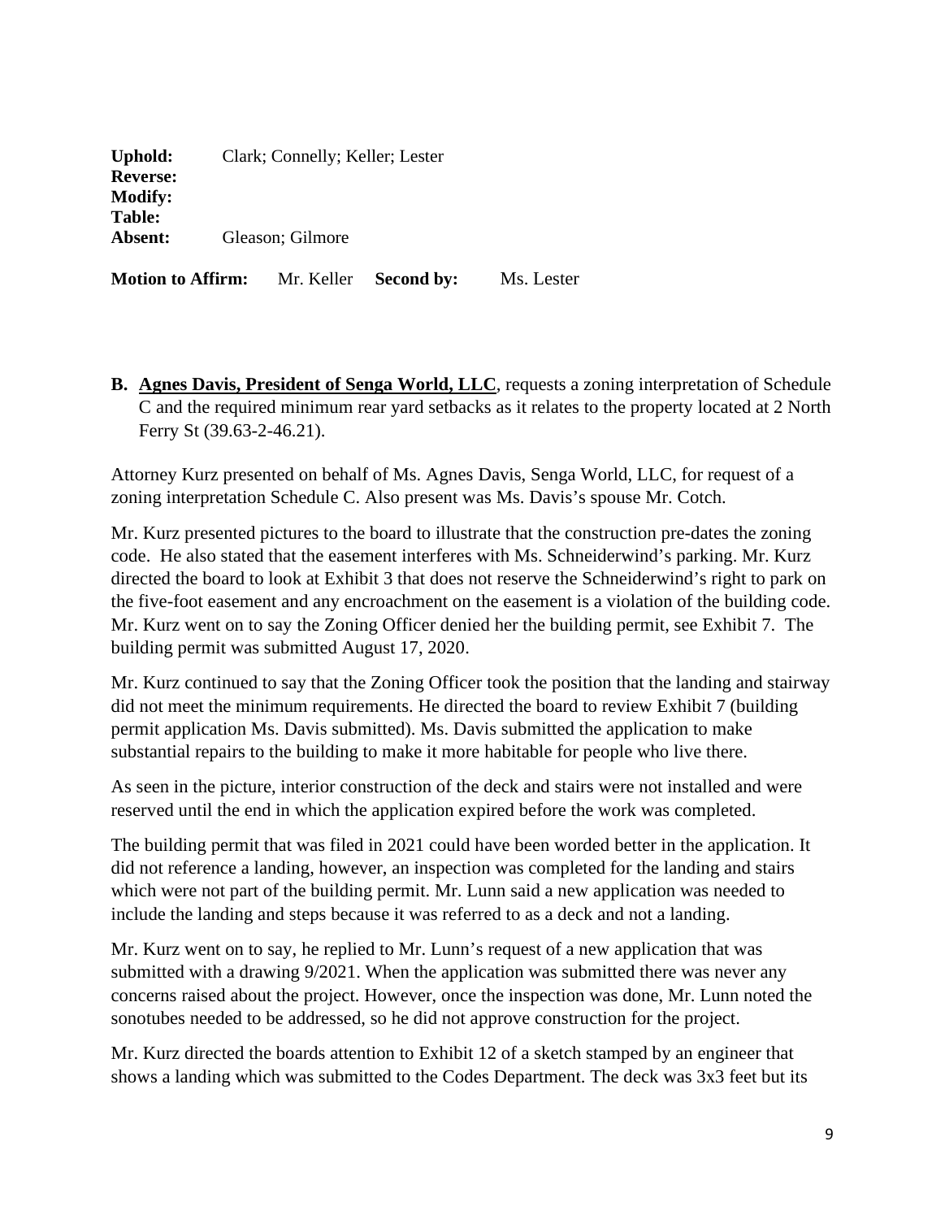**Uphold:** Clark; Connelly; Keller; Lester
**Reverse:**
**Modify:**
**Table:**
**Absent:** Gleason; Gilmore

**Motion to Affirm:** Mr. Keller **Second by:** Ms. Lester

**B. Agnes Davis, President of Senga World, LLC**, requests a zoning interpretation of Schedule C and the required minimum rear yard setbacks as it relates to the property located at 2 North Ferry St (39.63-2-46.21).

Attorney Kurz presented on behalf of Ms. Agnes Davis, Senga World, LLC, for request of a zoning interpretation Schedule C. Also present was Ms. Davis's spouse Mr. Cotch.

Mr. Kurz presented pictures to the board to illustrate that the construction pre-dates the zoning code. He also stated that the easement interferes with Ms. Schneiderwind's parking. Mr. Kurz directed the board to look at Exhibit 3 that does not reserve the Schneiderwind's right to park on the five-foot easement and any encroachment on the easement is a violation of the building code. Mr. Kurz went on to say the Zoning Officer denied her the building permit, see Exhibit 7. The building permit was submitted August 17, 2020.

Mr. Kurz continued to say that the Zoning Officer took the position that the landing and stairway did not meet the minimum requirements. He directed the board to review Exhibit 7 (building permit application Ms. Davis submitted). Ms. Davis submitted the application to make substantial repairs to the building to make it more habitable for people who live there.

As seen in the picture, interior construction of the deck and stairs were not installed and were reserved until the end in which the application expired before the work was completed.

The building permit that was filed in 2021 could have been worded better in the application. It did not reference a landing, however, an inspection was completed for the landing and stairs which were not part of the building permit. Mr. Lunn said a new application was needed to include the landing and steps because it was referred to as a deck and not a landing.

Mr. Kurz went on to say, he replied to Mr. Lunn's request of a new application that was submitted with a drawing 9/2021. When the application was submitted there was never any concerns raised about the project. However, once the inspection was done, Mr. Lunn noted the sonotubes needed to be addressed, so he did not approve construction for the project.

Mr. Kurz directed the boards attention to Exhibit 12 of a sketch stamped by an engineer that shows a landing which was submitted to the Codes Department. The deck was 3x3 feet but its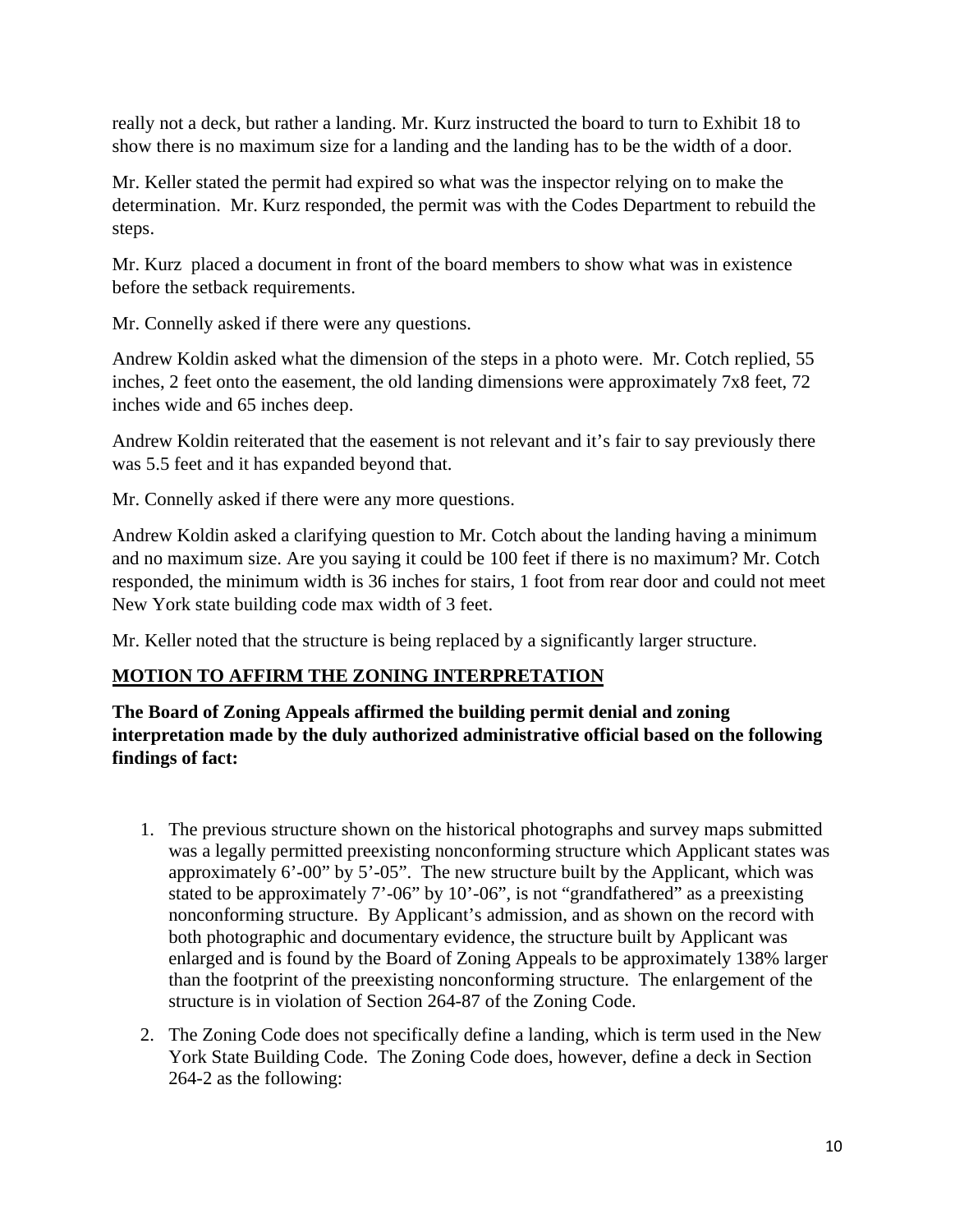really not a deck, but rather a landing. Mr. Kurz instructed the board to turn to Exhibit 18 to show there is no maximum size for a landing and the landing has to be the width of a door.

Mr. Keller stated the permit had expired so what was the inspector relying on to make the determination. Mr. Kurz responded, the permit was with the Codes Department to rebuild the steps.

Mr. Kurz placed a document in front of the board members to show what was in existence before the setback requirements.

Mr. Connelly asked if there were any questions.

Andrew Koldin asked what the dimension of the steps in a photo were. Mr. Cotch replied, 55 inches, 2 feet onto the easement, the old landing dimensions were approximately 7x8 feet, 72 inches wide and 65 inches deep.

Andrew Koldin reiterated that the easement is not relevant and it's fair to say previously there was 5.5 feet and it has expanded beyond that.

Mr. Connelly asked if there were any more questions.

Andrew Koldin asked a clarifying question to Mr. Cotch about the landing having a minimum and no maximum size. Are you saying it could be 100 feet if there is no maximum? Mr. Cotch responded, the minimum width is 36 inches for stairs, 1 foot from rear door and could not meet New York state building code max width of 3 feet.

Mr. Keller noted that the structure is being replaced by a significantly larger structure.

**MOTION TO AFFIRM THE ZONING INTERPRETATION**

**The Board of Zoning Appeals affirmed the building permit denial and zoning interpretation made by the duly authorized administrative official based on the following findings of fact:**

1. The previous structure shown on the historical photographs and survey maps submitted was a legally permitted preexisting nonconforming structure which Applicant states was approximately 6'-00" by 5'-05". The new structure built by the Applicant, which was stated to be approximately 7'-06" by 10'-06", is not "grandfathered" as a preexisting nonconforming structure. By Applicant's admission, and as shown on the record with both photographic and documentary evidence, the structure built by Applicant was enlarged and is found by the Board of Zoning Appeals to be approximately 138% larger than the footprint of the preexisting nonconforming structure. The enlargement of the structure is in violation of Section 264-87 of the Zoning Code.
2. The Zoning Code does not specifically define a landing, which is term used in the New York State Building Code. The Zoning Code does, however, define a deck in Section 264-2 as the following: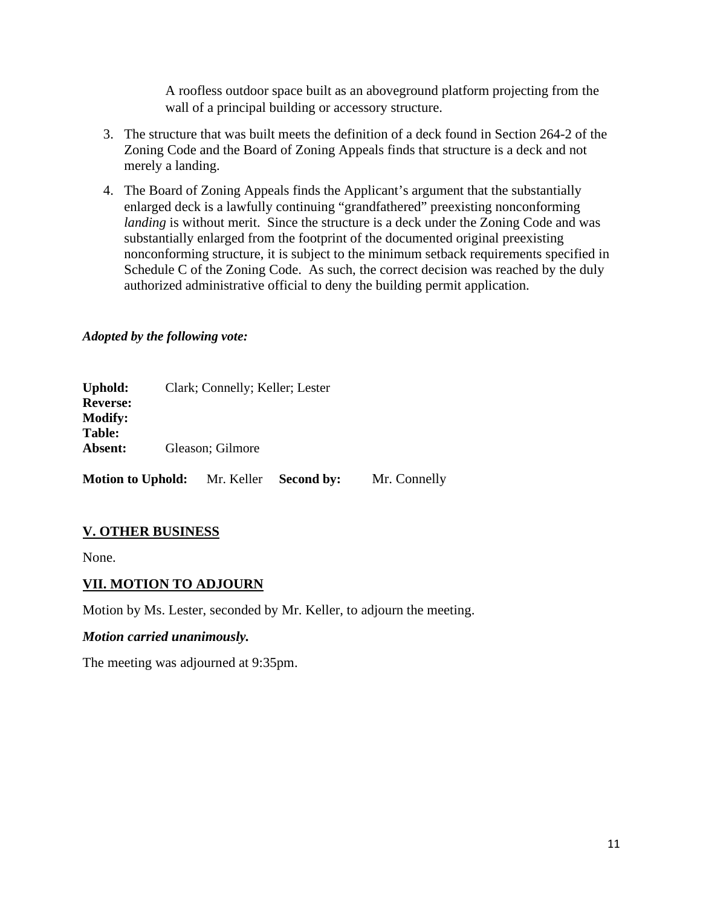> A roofless outdoor space built as an aboveground platform projecting from the wall of a principal building or accessory structure.

3. The structure that was built meets the definition of a deck found in Section 264-2 of the Zoning Code and the Board of Zoning Appeals finds that structure is a deck and not merely a landing.
4. The Board of Zoning Appeals finds the Applicant's argument that the substantially enlarged deck is a lawfully continuing "grandfathered" preexisting nonconforming *landing* is without merit. Since the structure is a deck under the Zoning Code and was substantially enlarged from the footprint of the documented original preexisting nonconforming structure, it is subject to the minimum setback requirements specified in Schedule C of the Zoning Code. As such, the correct decision was reached by the duly authorized administrative official to deny the building permit application.

***Adopted by the following vote:***

**Uphold:** Clark; Connelly; Keller; Lester
**Reverse:**
**Modify:**
**Table:**
**Absent:** Gleason; Gilmore

**Motion to Uphold:** Mr. Keller **Second by:** Mr. Connelly

## V. OTHER BUSINESS

None.

## VII. MOTION TO ADJOURN

Motion by Ms. Lester, seconded by Mr. Keller, to adjourn the meeting.

***Motion carried unanimously.***

The meeting was adjourned at 9:35pm.